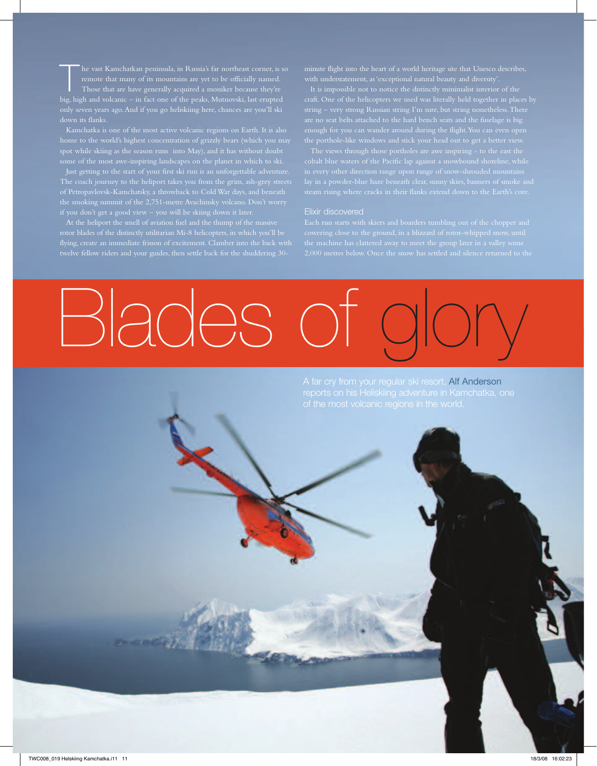# Blades of glory

A far cry from your regular ski resort, Alf Anderson reports on his Heliskiing adventure in Kamchatka, one of the most volcanic regions in the world.

The vast Kamchatkan peninsula, in Russia's far northeast corner, is so remote that many of its mountains are yet to be officially named. Those that are have generally acquired a moniker because they're big, high and volcanic – in fact one of the peaks, Mutnovski, last erupted only seven years ago. And if you go heliskiing here, chances are you'll ski down its flanks.

Kamchatka is one of the most active volcanic regions on Earth. It is also home to the world's highest concentration of grizzly bears (which you may spot while skiing as the season runs into May), and it has without doubt some of the most awe-inspiring landscapes on the planet in which to ski.

Just getting to the start of your first ski run is an unforgettable adventure. The coach journey to the heliport takes you from the grim, ash-grey streets of Petropavlovsk-Kamchatsky, a throwback to Cold War days, and beneath the smoking summit of the 2,751-metre Avachinsky volcano. Don't worry if you don't get a good view – you will be skiing down it later.

At the heliport the smell of aviation fuel and the thump of the massive rotor blades of the distinctly utilitarian Mi-8 helicopters, in which you'll be flying, create an immediate frisson of excitement. Clamber into the back with twelve fellow riders and your guides, then settle back for the shuddering 30-minute flight into the heart of a world heritage site that Unesco describes, with understatement, as 'exceptional natural beauty and diversity'.

It is impossible not to notice the distinctly minimalist interior of the craft. One of the helicopters we used was literally held together in places by string – very strong Russian string I'm sure, but string nonetheless. There are no seat belts attached to the hard bench seats and the fuselage is big enough for you can wander around during the flight. You can even open the porthole-like windows and stick your head out to get a better view.

The views through those portholes are awe inspiring - to the east the cobalt blue waters of the Pacific lap against a snowbound shoreline, while in every other direction range upon range of snow-shrouded mountains lay in a powder-blue haze beneath clear, sunny skies, banners of smoke and steam rising where cracks in their flanks extend down to the Earth's core.

## Elixir discovered

Each run starts with skiers and boarders tumbling out of the chopper and cowering close to the ground, in a blizzard of rotor-whipped snow, until the machine has clattered away to meet the group later in a valley some 2,000 metres below. Once the snow has settled and silence returned to the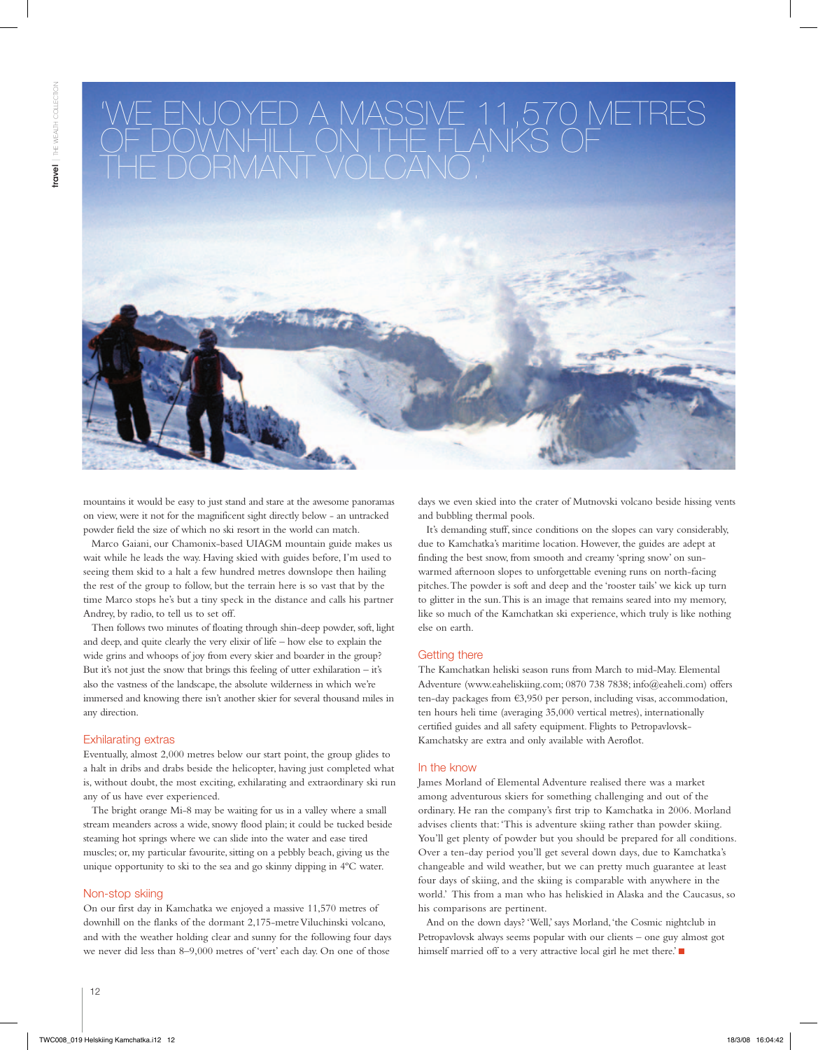'WE ENJOYED A MASSIVE 11,570 METRES OF DOWNHILL ON THE FLANKS OF THE DORMANT VOLCANO.'

mountains it would be easy to just stand and stare at the awesome panoramas on view, were it not for the magnificent sight directly below - an untracked powder field the size of which no ski resort in the world can match.

Marco Gaiani, our Chamonix-based UIAGM mountain guide makes us wait while he leads the way. Having skied with guides before, I'm used to seeing them skid to a halt a few hundred metres downslope then hailing the rest of the group to follow, but the terrain here is so vast that by the time Marco stops he's but a tiny speck in the distance and calls his partner Andrey, by radio, to tell us to set off.

Then follows two minutes of floating through shin-deep powder, soft, light and deep, and quite clearly the very elixir of life – how else to explain the wide grins and whoops of joy from every skier and boarder in the group? But it's not just the snow that brings this feeling of utter exhilaration – it's also the vastness of the landscape, the absolute wilderness in which we're immersed and knowing there isn't another skier for several thousand miles in any direction.

## Exhilarating extras

Eventually, almost 2,000 metres below our start point, the group glides to a halt in dribs and drabs beside the helicopter, having just completed what is, without doubt, the most exciting, exhilarating and extraordinary ski run any of us have ever experienced.

The bright orange Mi-8 may be waiting for us in a valley where a small stream meanders across a wide, snowy flood plain; it could be tucked beside steaming hot springs where we can slide into the water and ease tired muscles; or, my particular favourite, sitting on a pebbly beach, giving us the unique opportunity to ski to the sea and go skinny dipping in 4ºC water.

## Non-stop skiing

On our first day in Kamchatka we enjoyed a massive 11,570 metres of downhill on the flanks of the dormant 2,175-metre Viluchinski volcano, and with the weather holding clear and sunny for the following four days we never did less than 8–9,000 metres of 'vert' each day. On one of those days we even skied into the crater of Mutnovski volcano beside hissing vents and bubbling thermal pools.

It's demanding stuff, since conditions on the slopes can vary considerably, due to Kamchatka's maritime location. However, the guides are adept at finding the best snow, from smooth and creamy 'spring snow' on sun-warmed afternoon slopes to unforgettable evening runs on north-facing pitches. The powder is soft and deep and the 'rooster tails' we kick up turn to glitter in the sun. This is an image that remains seared into my memory, like so much of the Kamchatkan ski experience, which truly is like nothing else on earth.

## Getting there

The Kamchatkan heliski season runs from March to mid-May. Elemental Adventure (www.eaheliskiing.com; 0870 738 7838; info@eaheli.com) offers ten-day packages from €3,950 per person, including visas, accommodation, ten hours heli time (averaging 35,000 vertical metres), internationally certified guides and all safety equipment. Flights to Petropavlovsk-Kamchatsky are extra and only available with Aeroflot.

## In the know

James Morland of Elemental Adventure realised there was a market among adventurous skiers for something challenging and out of the ordinary. He ran the company's first trip to Kamchatka in 2006. Morland advises clients that: 'This is adventure skiing rather than powder skiing. You'll get plenty of powder but you should be prepared for all conditions. Over a ten-day period you'll get several down days, due to Kamchatka's changeable and wild weather, but we can pretty much guarantee at least four days of skiing, and the skiing is comparable with anywhere in the world.' This from a man who has heliskied in Alaska and the Caucasus, so his comparisons are pertinent.

And on the down days? 'Well,' says Morland, 'the Cosmic nightclub in Petropavlovsk always seems popular with our clients – one guy almost got himself married off to a very attractive local girl he met there.' ■